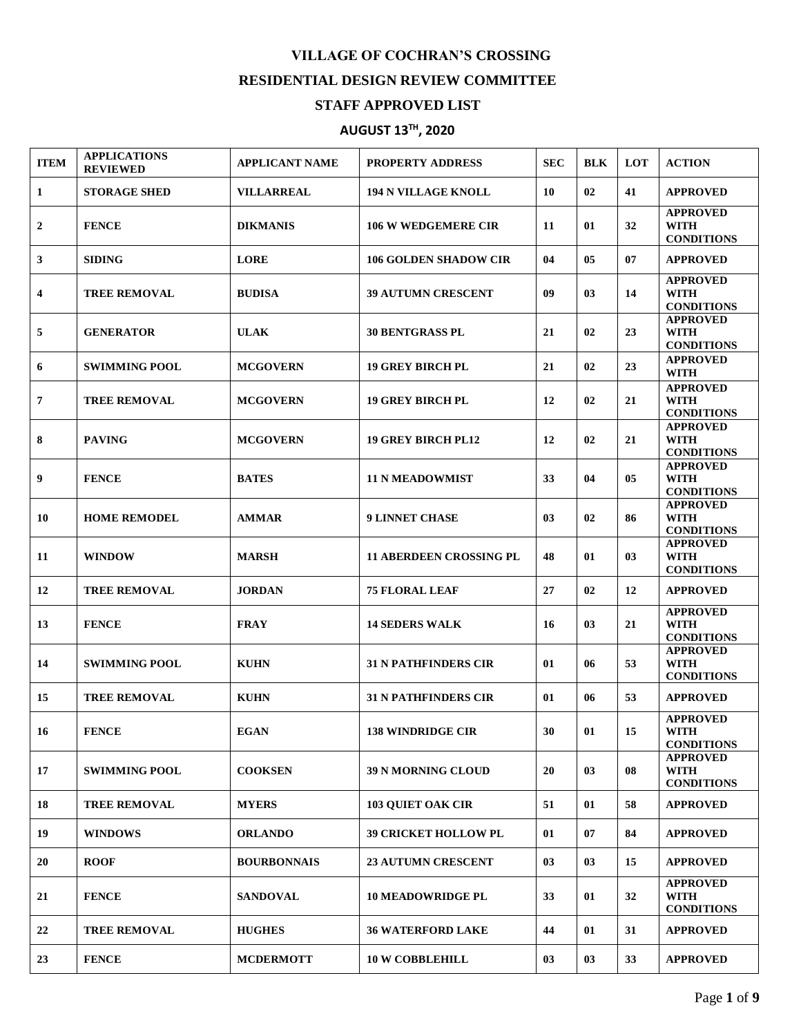# VILLAGE OF COCHRAN'S CROSSING

## RESIDENTIAL DESIGN REVIEW COMMITTEE

## STAFF APPROVED LIST

## AUGUST 13TH, 2020

| ITEM | APPLICATIONS REVIEWED | APPLICANT NAME | PROPERTY ADDRESS | SEC | BLK | LOT | ACTION |
|---|---|---|---|---|---|---|---|
| 1 | STORAGE SHED | VILLARREAL | 194 N VILLAGE KNOLL | 10 | 02 | 41 | APPROVED |
| 2 | FENCE | DIKMANIS | 106 W WEDGEMERE CIR | 11 | 01 | 32 | APPROVED WITH CONDITIONS |
| 3 | SIDING | LORE | 106 GOLDEN SHADOW CIR | 04 | 05 | 07 | APPROVED |
| 4 | TREE REMOVAL | BUDISA | 39 AUTUMN CRESCENT | 09 | 03 | 14 | APPROVED WITH CONDITIONS |
| 5 | GENERATOR | ULAK | 30 BENTGRASS PL | 21 | 02 | 23 | APPROVED WITH CONDITIONS |
| 6 | SWIMMING POOL | MCGOVERN | 19 GREY BIRCH PL | 21 | 02 | 23 | APPROVED WITH |
| 7 | TREE REMOVAL | MCGOVERN | 19 GREY BIRCH PL | 12 | 02 | 21 | APPROVED WITH CONDITIONS |
| 8 | PAVING | MCGOVERN | 19 GREY BIRCH PL12 | 12 | 02 | 21 | APPROVED WITH CONDITIONS |
| 9 | FENCE | BATES | 11 N MEADOWMIST | 33 | 04 | 05 | APPROVED WITH CONDITIONS |
| 10 | HOME REMODEL | AMMAR | 9 LINNET CHASE | 03 | 02 | 86 | APPROVED WITH CONDITIONS |
| 11 | WINDOW | MARSH | 11 ABERDEEN CROSSING PL | 48 | 01 | 03 | APPROVED WITH CONDITIONS |
| 12 | TREE REMOVAL | JORDAN | 75 FLORAL LEAF | 27 | 02 | 12 | APPROVED |
| 13 | FENCE | FRAY | 14 SEDERS WALK | 16 | 03 | 21 | APPROVED WITH CONDITIONS |
| 14 | SWIMMING POOL | KUHN | 31 N PATHFINDERS CIR | 01 | 06 | 53 | APPROVED WITH CONDITIONS |
| 15 | TREE REMOVAL | KUHN | 31 N PATHFINDERS CIR | 01 | 06 | 53 | APPROVED |
| 16 | FENCE | EGAN | 138 WINDRIDGE CIR | 30 | 01 | 15 | APPROVED WITH CONDITIONS |
| 17 | SWIMMING POOL | COOKSEN | 39 N MORNING CLOUD | 20 | 03 | 08 | APPROVED WITH CONDITIONS |
| 18 | TREE REMOVAL | MYERS | 103 QUIET OAK CIR | 51 | 01 | 58 | APPROVED |
| 19 | WINDOWS | ORLANDO | 39 CRICKET HOLLOW PL | 01 | 07 | 84 | APPROVED |
| 20 | ROOF | BOURBONNAIS | 23 AUTUMN CRESCENT | 03 | 03 | 15 | APPROVED |
| 21 | FENCE | SANDOVAL | 10 MEADOWRIDGE PL | 33 | 01 | 32 | APPROVED WITH CONDITIONS |
| 22 | TREE REMOVAL | HUGHES | 36 WATERFORD LAKE | 44 | 01 | 31 | APPROVED |
| 23 | FENCE | MCDERMOTT | 10 W COBBLEHILL | 03 | 03 | 33 | APPROVED |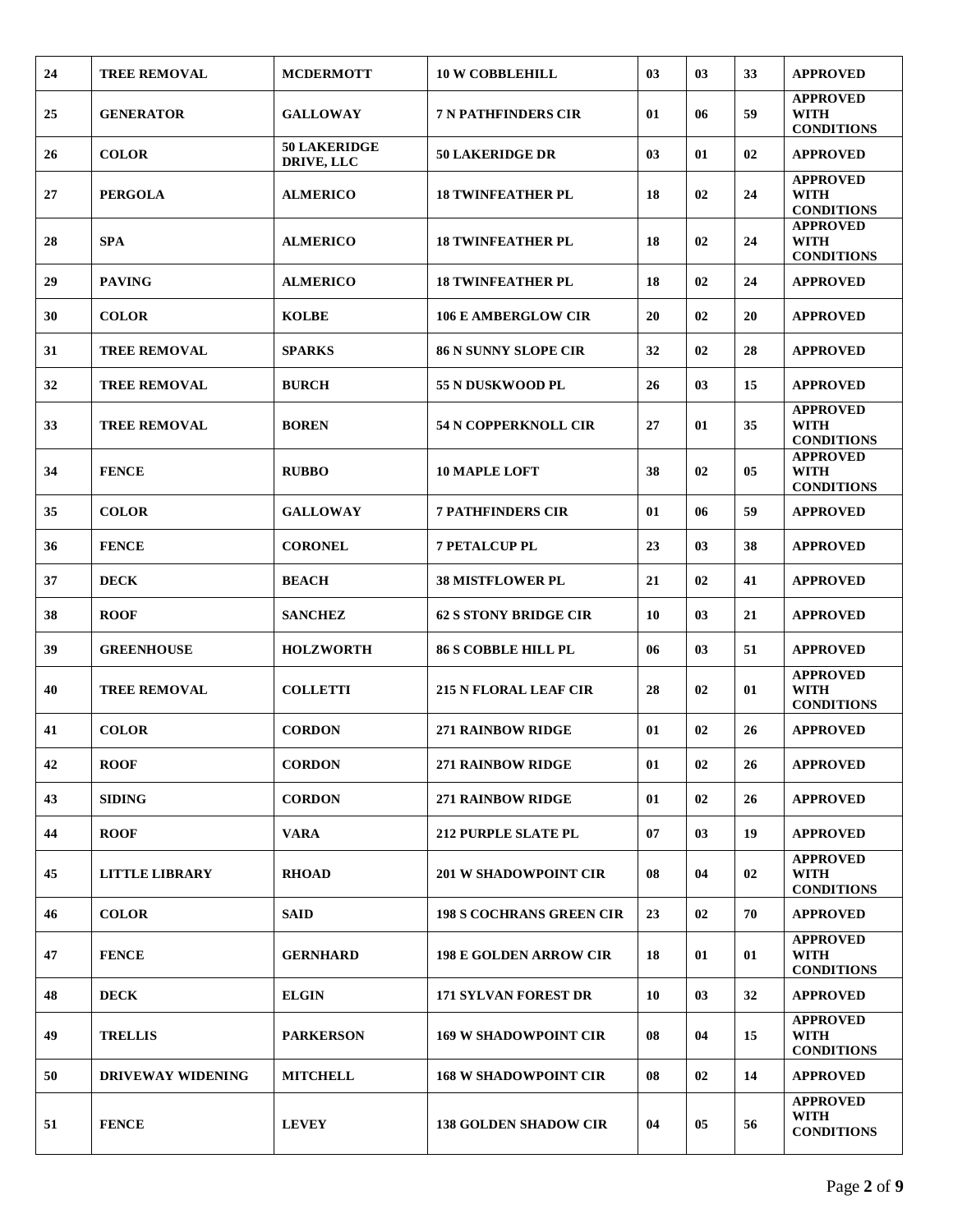| 24 | TREE REMOVAL | MCDERMOTT | 10 W COBBLEHILL | 03 | 03 | 33 | APPROVED |
|---|---|---|---|---|---|---|---|
| 25 | GENERATOR | GALLOWAY | 7 N PATHFINDERS CIR | 01 | 06 | 59 | APPROVED WITH CONDITIONS |
| 26 | COLOR | 50 LAKERIDGE DRIVE, LLC | 50 LAKERIDGE DR | 03 | 01 | 02 | APPROVED |
| 27 | PERGOLA | ALMERICO | 18 TWINFEATHER PL | 18 | 02 | 24 | APPROVED WITH CONDITIONS |
| 28 | SPA | ALMERICO | 18 TWINFEATHER PL | 18 | 02 | 24 | APPROVED WITH CONDITIONS |
| 29 | PAVING | ALMERICO | 18 TWINFEATHER PL | 18 | 02 | 24 | APPROVED |
| 30 | COLOR | KOLBE | 106 E AMBERGLOW CIR | 20 | 02 | 20 | APPROVED |
| 31 | TREE REMOVAL | SPARKS | 86 N SUNNY SLOPE CIR | 32 | 02 | 28 | APPROVED |
| 32 | TREE REMOVAL | BURCH | 55 N DUSKWOOD PL | 26 | 03 | 15 | APPROVED |
| 33 | TREE REMOVAL | BOREN | 54 N COPPERKNOLL CIR | 27 | 01 | 35 | APPROVED WITH CONDITIONS |
| 34 | FENCE | RUBBO | 10 MAPLE LOFT | 38 | 02 | 05 | APPROVED WITH CONDITIONS |
| 35 | COLOR | GALLOWAY | 7 PATHFINDERS CIR | 01 | 06 | 59 | APPROVED |
| 36 | FENCE | CORONEL | 7 PETALCUP PL | 23 | 03 | 38 | APPROVED |
| 37 | DECK | BEACH | 38 MISTFLOWER PL | 21 | 02 | 41 | APPROVED |
| 38 | ROOF | SANCHEZ | 62 S STONY BRIDGE CIR | 10 | 03 | 21 | APPROVED |
| 39 | GREENHOUSE | HOLZWORTH | 86 S COBBLE HILL PL | 06 | 03 | 51 | APPROVED |
| 40 | TREE REMOVAL | COLLETTI | 215 N FLORAL LEAF CIR | 28 | 02 | 01 | APPROVED WITH CONDITIONS |
| 41 | COLOR | CORDON | 271 RAINBOW RIDGE | 01 | 02 | 26 | APPROVED |
| 42 | ROOF | CORDON | 271 RAINBOW RIDGE | 01 | 02 | 26 | APPROVED |
| 43 | SIDING | CORDON | 271 RAINBOW RIDGE | 01 | 02 | 26 | APPROVED |
| 44 | ROOF | VARA | 212 PURPLE SLATE PL | 07 | 03 | 19 | APPROVED |
| 45 | LITTLE LIBRARY | RHOAD | 201 W SHADOWPOINT CIR | 08 | 04 | 02 | APPROVED WITH CONDITIONS |
| 46 | COLOR | SAID | 198 S COCHRANS GREEN CIR | 23 | 02 | 70 | APPROVED |
| 47 | FENCE | GERNHARD | 198 E GOLDEN ARROW CIR | 18 | 01 | 01 | APPROVED WITH CONDITIONS |
| 48 | DECK | ELGIN | 171 SYLVAN FOREST DR | 10 | 03 | 32 | APPROVED |
| 49 | TRELLIS | PARKERSON | 169 W SHADOWPOINT CIR | 08 | 04 | 15 | APPROVED WITH CONDITIONS |
| 50 | DRIVEWAY WIDENING | MITCHELL | 168 W SHADOWPOINT CIR | 08 | 02 | 14 | APPROVED |
| 51 | FENCE | LEVEY | 138 GOLDEN SHADOW CIR | 04 | 05 | 56 | APPROVED WITH CONDITIONS |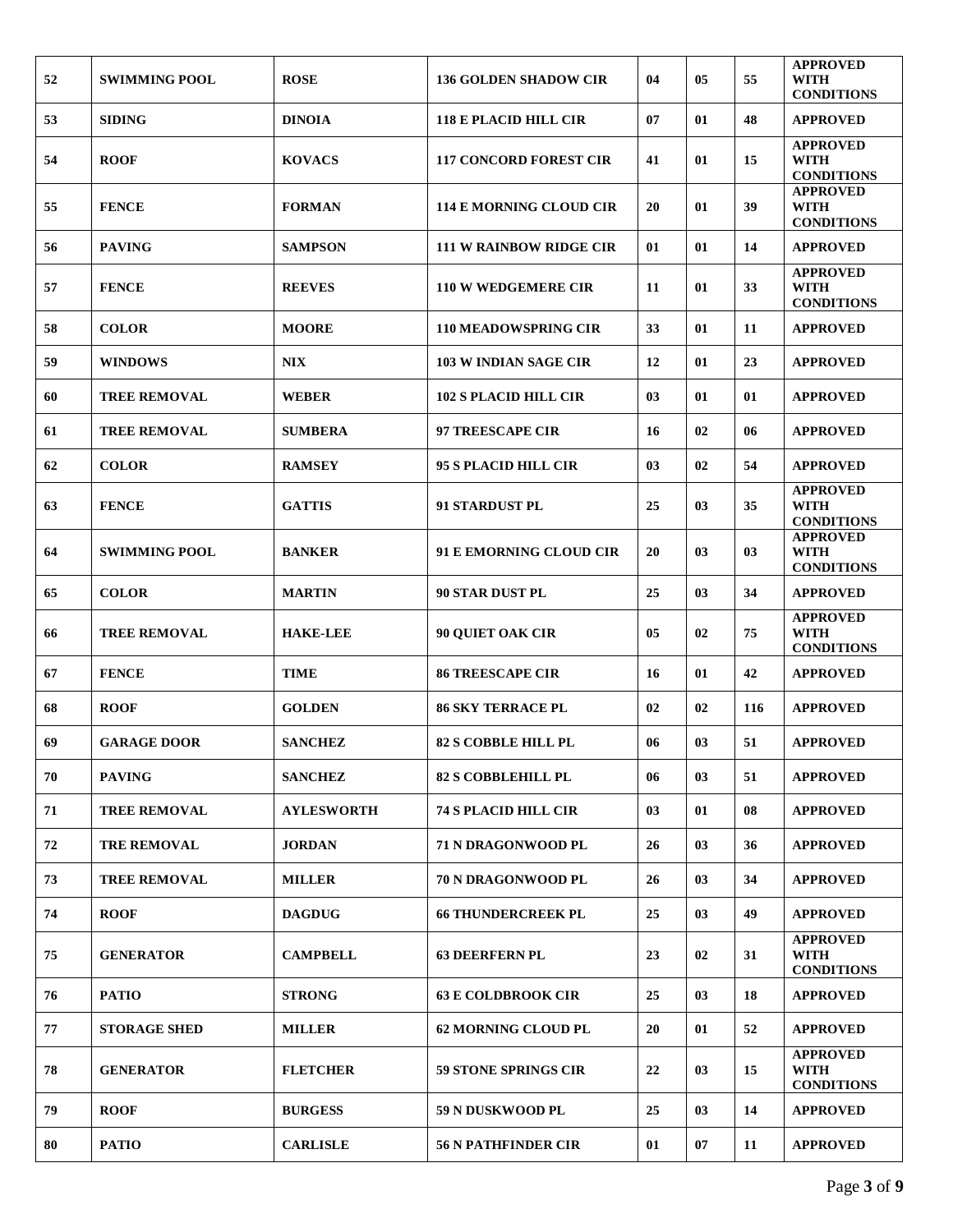| 52 | SWIMMING POOL | ROSE | 136 GOLDEN SHADOW CIR | 04 | 05 | 55 | APPROVED WITH CONDITIONS |
|---|---|---|---|---|---|---|---|
| 53 | SIDING | DINOIA | 118 E PLACID HILL CIR | 07 | 01 | 48 | APPROVED |
| 54 | ROOF | KOVACS | 117 CONCORD FOREST CIR | 41 | 01 | 15 | APPROVED WITH CONDITIONS |
| 55 | FENCE | FORMAN | 114 E MORNING CLOUD CIR | 20 | 01 | 39 | APPROVED WITH CONDITIONS |
| 56 | PAVING | SAMPSON | 111 W RAINBOW RIDGE CIR | 01 | 01 | 14 | APPROVED |
| 57 | FENCE | REEVES | 110 W WEDGEMERE CIR | 11 | 01 | 33 | APPROVED WITH CONDITIONS |
| 58 | COLOR | MOORE | 110 MEADOWSPRING CIR | 33 | 01 | 11 | APPROVED |
| 59 | WINDOWS | NIX | 103 W INDIAN SAGE CIR | 12 | 01 | 23 | APPROVED |
| 60 | TREE REMOVAL | WEBER | 102 S PLACID HILL CIR | 03 | 01 | 01 | APPROVED |
| 61 | TREE REMOVAL | SUMBERA | 97 TREESCAPE CIR | 16 | 02 | 06 | APPROVED |
| 62 | COLOR | RAMSEY | 95 S PLACID HILL CIR | 03 | 02 | 54 | APPROVED |
| 63 | FENCE | GATTIS | 91 STARDUST PL | 25 | 03 | 35 | APPROVED WITH CONDITIONS |
| 64 | SWIMMING POOL | BANKER | 91 E EMORNING CLOUD CIR | 20 | 03 | 03 | APPROVED WITH CONDITIONS |
| 65 | COLOR | MARTIN | 90 STAR DUST PL | 25 | 03 | 34 | APPROVED |
| 66 | TREE REMOVAL | HAKE-LEE | 90 QUIET OAK CIR | 05 | 02 | 75 | APPROVED WITH CONDITIONS |
| 67 | FENCE | TIME | 86 TREESCAPE CIR | 16 | 01 | 42 | APPROVED |
| 68 | ROOF | GOLDEN | 86 SKY TERRACE PL | 02 | 02 | 116 | APPROVED |
| 69 | GARAGE DOOR | SANCHEZ | 82 S COBBLE HILL PL | 06 | 03 | 51 | APPROVED |
| 70 | PAVING | SANCHEZ | 82 S COBBLEHILL PL | 06 | 03 | 51 | APPROVED |
| 71 | TREE REMOVAL | AYLESWORTH | 74 S PLACID HILL CIR | 03 | 01 | 08 | APPROVED |
| 72 | TRE REMOVAL | JORDAN | 71 N DRAGONWOOD PL | 26 | 03 | 36 | APPROVED |
| 73 | TREE REMOVAL | MILLER | 70 N DRAGONWOOD PL | 26 | 03 | 34 | APPROVED |
| 74 | ROOF | DAGDUG | 66 THUNDERCREEK PL | 25 | 03 | 49 | APPROVED |
| 75 | GENERATOR | CAMPBELL | 63 DEERFERN PL | 23 | 02 | 31 | APPROVED WITH CONDITIONS |
| 76 | PATIO | STRONG | 63 E COLDBROOK CIR | 25 | 03 | 18 | APPROVED |
| 77 | STORAGE SHED | MILLER | 62 MORNING CLOUD PL | 20 | 01 | 52 | APPROVED |
| 78 | GENERATOR | FLETCHER | 59 STONE SPRINGS CIR | 22 | 03 | 15 | APPROVED WITH CONDITIONS |
| 79 | ROOF | BURGESS | 59 N DUSKWOOD PL | 25 | 03 | 14 | APPROVED |
| 80 | PATIO | CARLISLE | 56 N PATHFINDER CIR | 01 | 07 | 11 | APPROVED |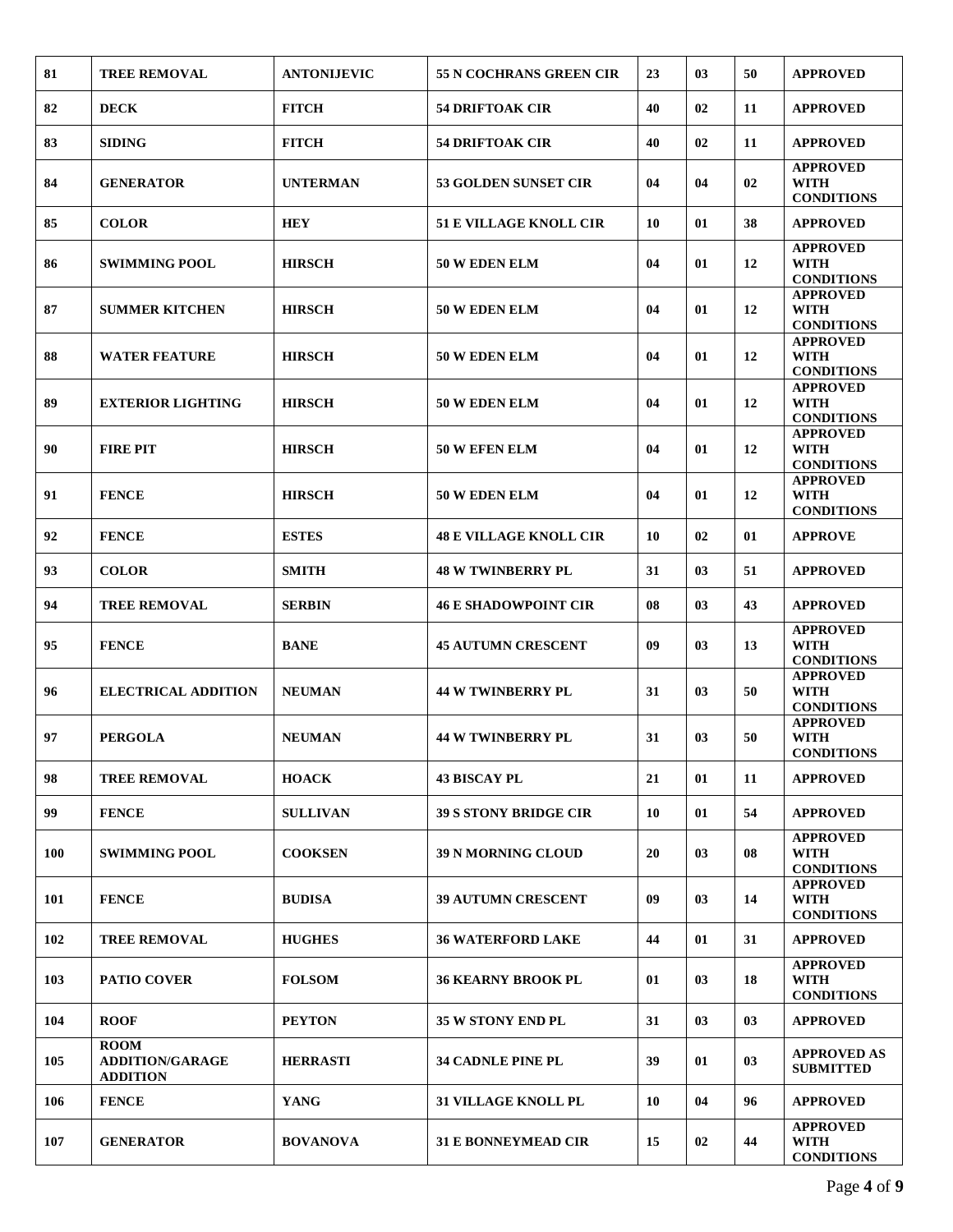| 81 | TREE REMOVAL | ANTONIJEVIC | 55 N COCHRANS GREEN CIR | 23 | 03 | 50 | APPROVED |
|---|---|---|---|---|---|---|---|
| 82 | DECK | FITCH | 54 DRIFTOAK CIR | 40 | 02 | 11 | APPROVED |
| 83 | SIDING | FITCH | 54 DRIFTOAK CIR | 40 | 02 | 11 | APPROVED |
| 84 | GENERATOR | UNTERMAN | 53 GOLDEN SUNSET CIR | 04 | 04 | 02 | APPROVED WITH CONDITIONS |
| 85 | COLOR | HEY | 51 E VILLAGE KNOLL CIR | 10 | 01 | 38 | APPROVED |
| 86 | SWIMMING POOL | HIRSCH | 50 W EDEN ELM | 04 | 01 | 12 | APPROVED WITH CONDITIONS |
| 87 | SUMMER KITCHEN | HIRSCH | 50 W EDEN ELM | 04 | 01 | 12 | APPROVED WITH CONDITIONS |
| 88 | WATER FEATURE | HIRSCH | 50 W EDEN ELM | 04 | 01 | 12 | APPROVED WITH CONDITIONS |
| 89 | EXTERIOR LIGHTING | HIRSCH | 50 W EDEN ELM | 04 | 01 | 12 | APPROVED WITH CONDITIONS |
| 90 | FIRE PIT | HIRSCH | 50 W EFEN ELM | 04 | 01 | 12 | APPROVED WITH CONDITIONS |
| 91 | FENCE | HIRSCH | 50 W EDEN ELM | 04 | 01 | 12 | APPROVED WITH CONDITIONS |
| 92 | FENCE | ESTES | 48 E VILLAGE KNOLL CIR | 10 | 02 | 01 | APPROVE |
| 93 | COLOR | SMITH | 48 W TWINBERRY PL | 31 | 03 | 51 | APPROVED |
| 94 | TREE REMOVAL | SERBIN | 46 E SHADOWPOINT CIR | 08 | 03 | 43 | APPROVED |
| 95 | FENCE | BANE | 45 AUTUMN CRESCENT | 09 | 03 | 13 | APPROVED WITH CONDITIONS |
| 96 | ELECTRICAL ADDITION | NEUMAN | 44 W TWINBERRY PL | 31 | 03 | 50 | APPROVED WITH CONDITIONS |
| 97 | PERGOLA | NEUMAN | 44 W TWINBERRY PL | 31 | 03 | 50 | APPROVED WITH CONDITIONS |
| 98 | TREE REMOVAL | HOACK | 43 BISCAY PL | 21 | 01 | 11 | APPROVED |
| 99 | FENCE | SULLIVAN | 39 S STONY BRIDGE CIR | 10 | 01 | 54 | APPROVED |
| 100 | SWIMMING POOL | COOKSEN | 39 N MORNING CLOUD | 20 | 03 | 08 | APPROVED WITH CONDITIONS |
| 101 | FENCE | BUDISA | 39 AUTUMN CRESCENT | 09 | 03 | 14 | APPROVED WITH CONDITIONS |
| 102 | TREE REMOVAL | HUGHES | 36 WATERFORD LAKE | 44 | 01 | 31 | APPROVED |
| 103 | PATIO COVER | FOLSOM | 36 KEARNY BROOK PL | 01 | 03 | 18 | APPROVED WITH CONDITIONS |
| 104 | ROOF | PEYTON | 35 W STONY END PL | 31 | 03 | 03 | APPROVED |
| 105 | ROOM ADDITION/GARAGE ADDITION | HERRASTI | 34 CADNLE PINE PL | 39 | 01 | 03 | APPROVED AS SUBMITTED |
| 106 | FENCE | YANG | 31 VILLAGE KNOLL PL | 10 | 04 | 96 | APPROVED |
| 107 | GENERATOR | BOVANOVA | 31 E BONNEYMEAD CIR | 15 | 02 | 44 | APPROVED WITH CONDITIONS |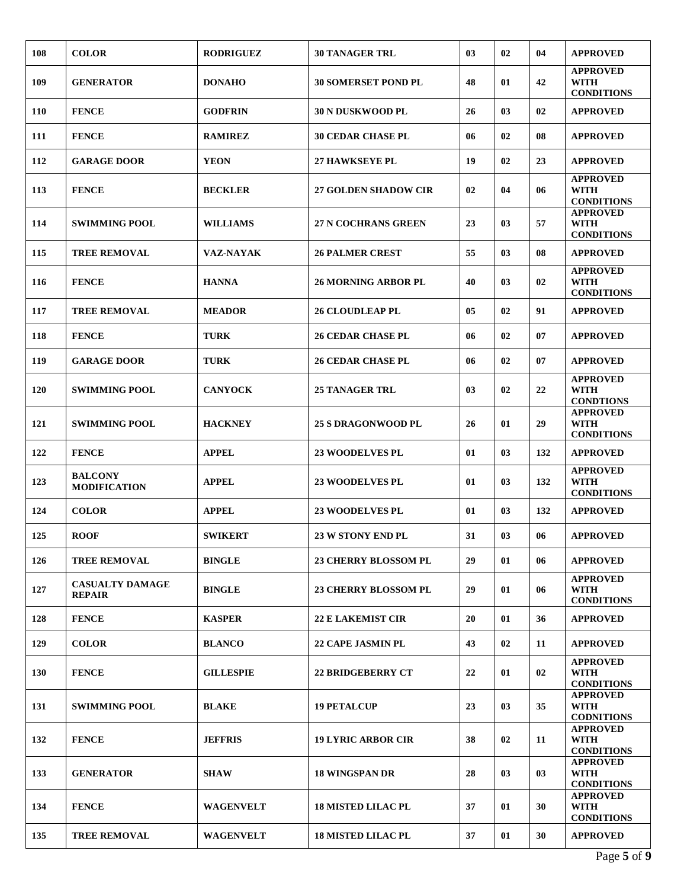| 108 | COLOR | RODRIGUEZ | 30 TANAGER TRL | 03 | 02 | 04 | APPROVED |
|---|---|---|---|---|---|---|---|
| 109 | GENERATOR | DONAHO | 30 SOMERSET POND PL | 48 | 01 | 42 | APPROVED WITH CONDITIONS |
| 110 | FENCE | GODFRIN | 30 N DUSKWOOD PL | 26 | 03 | 02 | APPROVED |
| 111 | FENCE | RAMIREZ | 30 CEDAR CHASE PL | 06 | 02 | 08 | APPROVED |
| 112 | GARAGE DOOR | YEON | 27 HAWKSEYE PL | 19 | 02 | 23 | APPROVED |
| 113 | FENCE | BECKLER | 27 GOLDEN SHADOW CIR | 02 | 04 | 06 | APPROVED WITH CONDITIONS |
| 114 | SWIMMING POOL | WILLIAMS | 27 N COCHRANS GREEN | 23 | 03 | 57 | APPROVED WITH CONDITIONS |
| 115 | TREE REMOVAL | VAZ-NAYAK | 26 PALMER CREST | 55 | 03 | 08 | APPROVED |
| 116 | FENCE | HANNA | 26 MORNING ARBOR PL | 40 | 03 | 02 | APPROVED WITH CONDITIONS |
| 117 | TREE REMOVAL | MEADOR | 26 CLOUDLEAP PL | 05 | 02 | 91 | APPROVED |
| 118 | FENCE | TURK | 26 CEDAR CHASE PL | 06 | 02 | 07 | APPROVED |
| 119 | GARAGE DOOR | TURK | 26 CEDAR CHASE PL | 06 | 02 | 07 | APPROVED |
| 120 | SWIMMING POOL | CANYOCK | 25 TANAGER TRL | 03 | 02 | 22 | APPROVED WITH CONDTIONS |
| 121 | SWIMMING POOL | HACKNEY | 25 S DRAGONWOOD PL | 26 | 01 | 29 | APPROVED WITH CONDITIONS |
| 122 | FENCE | APPEL | 23 WOODELVES PL | 01 | 03 | 132 | APPROVED |
| 123 | BALCONY MODIFICATION | APPEL | 23 WOODELVES PL | 01 | 03 | 132 | APPROVED WITH CONDITIONS |
| 124 | COLOR | APPEL | 23 WOODELVES PL | 01 | 03 | 132 | APPROVED |
| 125 | ROOF | SWIKERT | 23 W STONY END PL | 31 | 03 | 06 | APPROVED |
| 126 | TREE REMOVAL | BINGLE | 23 CHERRY BLOSSOM PL | 29 | 01 | 06 | APPROVED |
| 127 | CASUALTY DAMAGE REPAIR | BINGLE | 23 CHERRY BLOSSOM PL | 29 | 01 | 06 | APPROVED WITH CONDITIONS |
| 128 | FENCE | KASPER | 22 E LAKEMIST CIR | 20 | 01 | 36 | APPROVED |
| 129 | COLOR | BLANCO | 22 CAPE JASMIN PL | 43 | 02 | 11 | APPROVED |
| 130 | FENCE | GILLESPIE | 22 BRIDGEBERRY CT | 22 | 01 | 02 | APPROVED WITH CONDITIONS |
| 131 | SWIMMING POOL | BLAKE | 19 PETALCUP | 23 | 03 | 35 | APPROVED WITH CODNITIONS |
| 132 | FENCE | JEFFRIS | 19 LYRIC ARBOR CIR | 38 | 02 | 11 | APPROVED WITH CONDITIONS |
| 133 | GENERATOR | SHAW | 18 WINGSPAN DR | 28 | 03 | 03 | APPROVED WITH CONDITIONS |
| 134 | FENCE | WAGENVELT | 18 MISTED LILAC PL | 37 | 01 | 30 | APPROVED WITH CONDITIONS |
| 135 | TREE REMOVAL | WAGENVELT | 18 MISTED LILAC PL | 37 | 01 | 30 | APPROVED |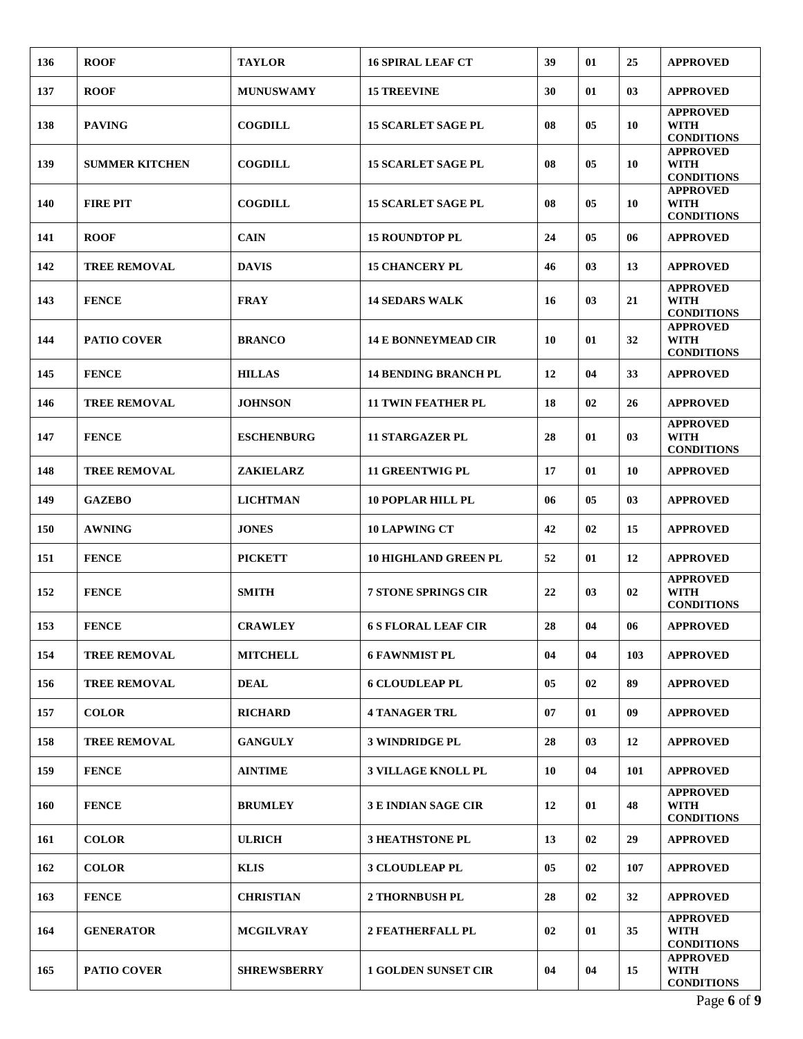| 136 | ROOF | TAYLOR | 16 SPIRAL LEAF CT | 39 | 01 | 25 | APPROVED |
|---|---|---|---|---|---|---|---|
| 137 | ROOF | MUNUSWAMY | 15 TREEVINE | 30 | 01 | 03 | APPROVED |
| 138 | PAVING | COGDILL | 15 SCARLET SAGE PL | 08 | 05 | 10 | APPROVED WITH CONDITIONS |
| 139 | SUMMER KITCHEN | COGDILL | 15 SCARLET SAGE PL | 08 | 05 | 10 | APPROVED WITH CONDITIONS |
| 140 | FIRE PIT | COGDILL | 15 SCARLET SAGE PL | 08 | 05 | 10 | APPROVED WITH CONDITIONS |
| 141 | ROOF | CAIN | 15 ROUNDTOP PL | 24 | 05 | 06 | APPROVED |
| 142 | TREE REMOVAL | DAVIS | 15 CHANCERY PL | 46 | 03 | 13 | APPROVED |
| 143 | FENCE | FRAY | 14 SEDARS WALK | 16 | 03 | 21 | APPROVED WITH CONDITIONS |
| 144 | PATIO COVER | BRANCO | 14 E BONNEYMEAD CIR | 10 | 01 | 32 | APPROVED WITH CONDITIONS |
| 145 | FENCE | HILLAS | 14 BENDING BRANCH PL | 12 | 04 | 33 | APPROVED |
| 146 | TREE REMOVAL | JOHNSON | 11 TWIN FEATHER PL | 18 | 02 | 26 | APPROVED |
| 147 | FENCE | ESCHENBURG | 11 STARGAZER PL | 28 | 01 | 03 | APPROVED WITH CONDITIONS |
| 148 | TREE REMOVAL | ZAKIELARZ | 11 GREENTWIG PL | 17 | 01 | 10 | APPROVED |
| 149 | GAZEBO | LICHTMAN | 10 POPLAR HILL PL | 06 | 05 | 03 | APPROVED |
| 150 | AWNING | JONES | 10 LAPWING CT | 42 | 02 | 15 | APPROVED |
| 151 | FENCE | PICKETT | 10 HIGHLAND GREEN PL | 52 | 01 | 12 | APPROVED |
| 152 | FENCE | SMITH | 7 STONE SPRINGS CIR | 22 | 03 | 02 | APPROVED WITH CONDITIONS |
| 153 | FENCE | CRAWLEY | 6 S FLORAL LEAF CIR | 28 | 04 | 06 | APPROVED |
| 154 | TREE REMOVAL | MITCHELL | 6 FAWNMIST PL | 04 | 04 | 103 | APPROVED |
| 156 | TREE REMOVAL | DEAL | 6 CLOUDLEAP PL | 05 | 02 | 89 | APPROVED |
| 157 | COLOR | RICHARD | 4 TANAGER TRL | 07 | 01 | 09 | APPROVED |
| 158 | TREE REMOVAL | GANGULY | 3 WINDRIDGE PL | 28 | 03 | 12 | APPROVED |
| 159 | FENCE | AINTIME | 3 VILLAGE KNOLL PL | 10 | 04 | 101 | APPROVED |
| 160 | FENCE | BRUMLEY | 3 E INDIAN SAGE CIR | 12 | 01 | 48 | APPROVED WITH CONDITIONS |
| 161 | COLOR | ULRICH | 3 HEATHSTONE PL | 13 | 02 | 29 | APPROVED |
| 162 | COLOR | KLIS | 3 CLOUDLEAP PL | 05 | 02 | 107 | APPROVED |
| 163 | FENCE | CHRISTIAN | 2 THORNBUSH PL | 28 | 02 | 32 | APPROVED |
| 164 | GENERATOR | MCGILVRAY | 2 FEATHERFALL PL | 02 | 01 | 35 | APPROVED WITH CONDITIONS |
| 165 | PATIO COVER | SHREWSBERRY | 1 GOLDEN SUNSET CIR | 04 | 04 | 15 | APPROVED WITH CONDITIONS |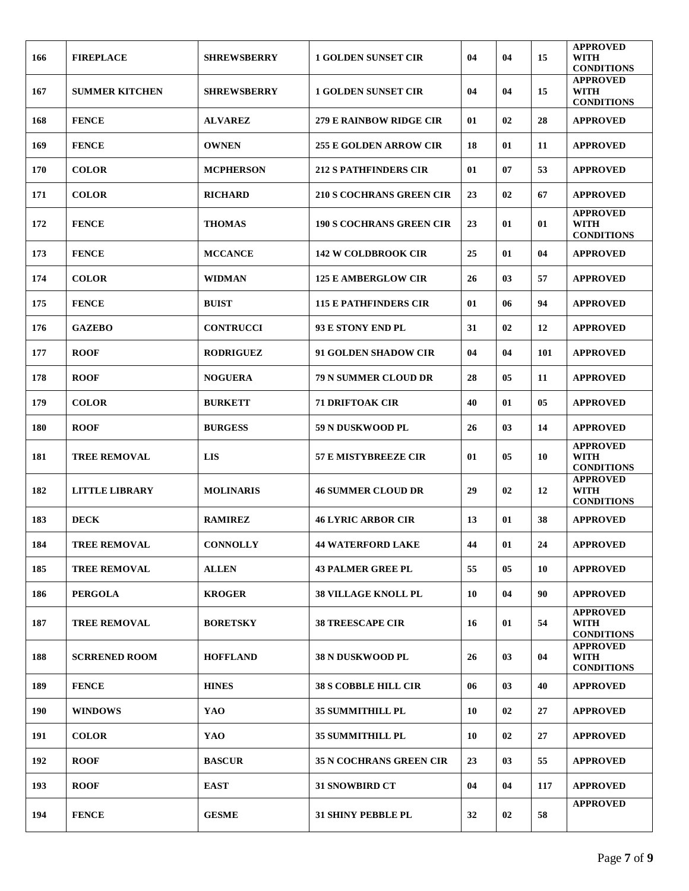| 166 | FIREPLACE | SHREWSBERRY | 1 GOLDEN SUNSET CIR | 04 | 04 | 15 | APPROVED WITH CONDITIONS |
|---|---|---|---|---|---|---|---|
| 167 | SUMMER KITCHEN | SHREWSBERRY | 1 GOLDEN SUNSET CIR | 04 | 04 | 15 | APPROVED WITH CONDITIONS |
| 168 | FENCE | ALVAREZ | 279 E RAINBOW RIDGE CIR | 01 | 02 | 28 | APPROVED |
| 169 | FENCE | OWNEN | 255 E GOLDEN ARROW CIR | 18 | 01 | 11 | APPROVED |
| 170 | COLOR | MCPHERSON | 212 S PATHFINDERS CIR | 01 | 07 | 53 | APPROVED |
| 171 | COLOR | RICHARD | 210 S COCHRANS GREEN CIR | 23 | 02 | 67 | APPROVED |
| 172 | FENCE | THOMAS | 190 S COCHRANS GREEN CIR | 23 | 01 | 01 | APPROVED WITH CONDITIONS |
| 173 | FENCE | MCCANCE | 142 W COLDBROOK CIR | 25 | 01 | 04 | APPROVED |
| 174 | COLOR | WIDMAN | 125 E AMBERGLOW CIR | 26 | 03 | 57 | APPROVED |
| 175 | FENCE | BUIST | 115 E PATHFINDERS CIR | 01 | 06 | 94 | APPROVED |
| 176 | GAZEBO | CONTRUCCI | 93 E STONY END PL | 31 | 02 | 12 | APPROVED |
| 177 | ROOF | RODRIGUEZ | 91 GOLDEN SHADOW CIR | 04 | 04 | 101 | APPROVED |
| 178 | ROOF | NOGUERA | 79 N SUMMER CLOUD DR | 28 | 05 | 11 | APPROVED |
| 179 | COLOR | BURKETT | 71 DRIFTOAK CIR | 40 | 01 | 05 | APPROVED |
| 180 | ROOF | BURGESS | 59 N DUSKWOOD PL | 26 | 03 | 14 | APPROVED |
| 181 | TREE REMOVAL | LIS | 57 E MISTYBREEZE CIR | 01 | 05 | 10 | APPROVED WITH CONDITIONS |
| 182 | LITTLE LIBRARY | MOLINARIS | 46 SUMMER CLOUD DR | 29 | 02 | 12 | APPROVED WITH CONDITIONS |
| 183 | DECK | RAMIREZ | 46 LYRIC ARBOR CIR | 13 | 01 | 38 | APPROVED |
| 184 | TREE REMOVAL | CONNOLLY | 44 WATERFORD LAKE | 44 | 01 | 24 | APPROVED |
| 185 | TREE REMOVAL | ALLEN | 43 PALMER GREE PL | 55 | 05 | 10 | APPROVED |
| 186 | PERGOLA | KROGER | 38 VILLAGE KNOLL PL | 10 | 04 | 90 | APPROVED |
| 187 | TREE REMOVAL | BORETSKY | 38 TREESCAPE CIR | 16 | 01 | 54 | APPROVED WITH CONDITIONS |
| 188 | SCRRENED ROOM | HOFFLAND | 38 N DUSKWOOD PL | 26 | 03 | 04 | APPROVED WITH CONDITIONS |
| 189 | FENCE | HINES | 38 S COBBLE HILL CIR | 06 | 03 | 40 | APPROVED |
| 190 | WINDOWS | YAO | 35 SUMMITHILL PL | 10 | 02 | 27 | APPROVED |
| 191 | COLOR | YAO | 35 SUMMITHILL PL | 10 | 02 | 27 | APPROVED |
| 192 | ROOF | BASCUR | 35 N COCHRANS GREEN CIR | 23 | 03 | 55 | APPROVED |
| 193 | ROOF | EAST | 31 SNOWBIRD CT | 04 | 04 | 117 | APPROVED |
| 194 | FENCE | GESME | 31 SHINY PEBBLE PL | 32 | 02 | 58 | APPROVED |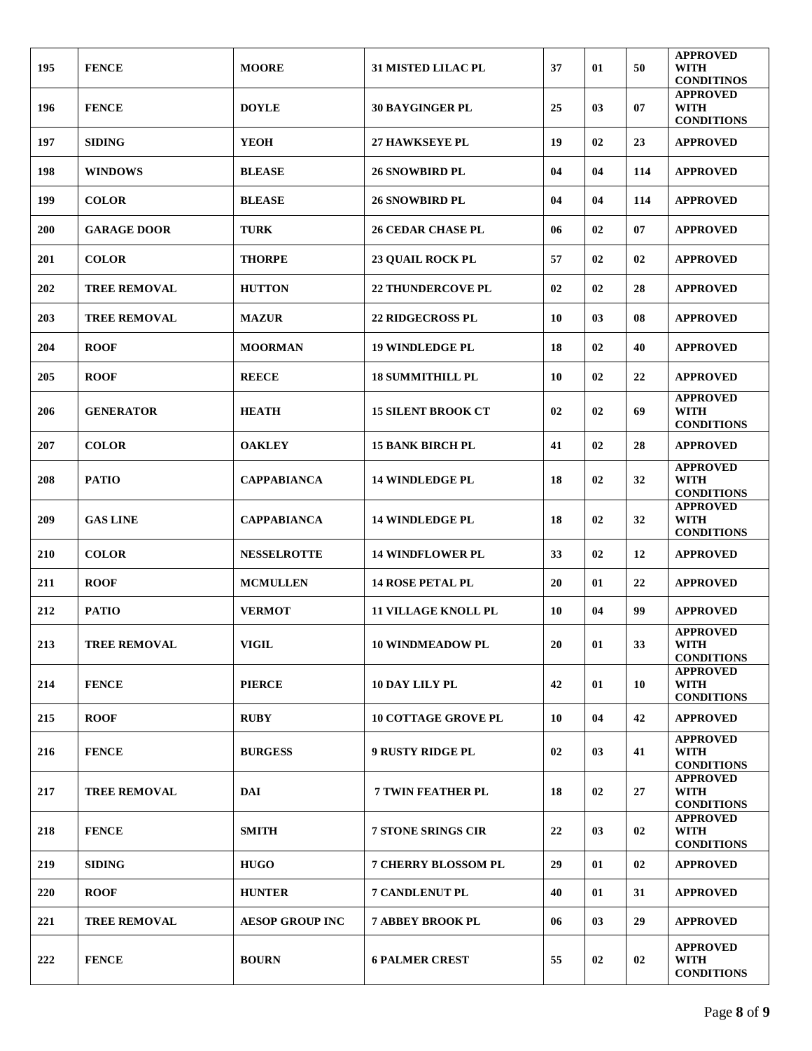| 195 | FENCE | MOORE | 31 MISTED LILAC PL | 37 | 01 | 50 | APPROVED WITH CONDITINOS |
|---|---|---|---|---|---|---|---|
| 196 | FENCE | DOYLE | 30 BAYGINGER PL | 25 | 03 | 07 | APPROVED WITH CONDITIONS |
| 197 | SIDING | YEOH | 27 HAWKSEYE PL | 19 | 02 | 23 | APPROVED |
| 198 | WINDOWS | BLEASE | 26 SNOWBIRD PL | 04 | 04 | 114 | APPROVED |
| 199 | COLOR | BLEASE | 26 SNOWBIRD PL | 04 | 04 | 114 | APPROVED |
| 200 | GARAGE DOOR | TURK | 26 CEDAR CHASE PL | 06 | 02 | 07 | APPROVED |
| 201 | COLOR | THORPE | 23 QUAIL ROCK PL | 57 | 02 | 02 | APPROVED |
| 202 | TREE REMOVAL | HUTTON | 22 THUNDERCOVE PL | 02 | 02 | 28 | APPROVED |
| 203 | TREE REMOVAL | MAZUR | 22 RIDGECROSS PL | 10 | 03 | 08 | APPROVED |
| 204 | ROOF | MOORMAN | 19 WINDLEDGE PL | 18 | 02 | 40 | APPROVED |
| 205 | ROOF | REECE | 18 SUMMITHILL PL | 10 | 02 | 22 | APPROVED |
| 206 | GENERATOR | HEATH | 15 SILENT BROOK CT | 02 | 02 | 69 | APPROVED WITH CONDITIONS |
| 207 | COLOR | OAKLEY | 15 BANK BIRCH PL | 41 | 02 | 28 | APPROVED |
| 208 | PATIO | CAPPABIANCA | 14 WINDLEDGE PL | 18 | 02 | 32 | APPROVED WITH CONDITIONS |
| 209 | GAS LINE | CAPPABIANCA | 14 WINDLEDGE PL | 18 | 02 | 32 | APPROVED WITH CONDITIONS |
| 210 | COLOR | NESSELROTTE | 14 WINDFLOWER PL | 33 | 02 | 12 | APPROVED |
| 211 | ROOF | MCMULLEN | 14 ROSE PETAL PL | 20 | 01 | 22 | APPROVED |
| 212 | PATIO | VERMOT | 11 VILLAGE KNOLL PL | 10 | 04 | 99 | APPROVED |
| 213 | TREE REMOVAL | VIGIL | 10 WINDMEADOW PL | 20 | 01 | 33 | APPROVED WITH CONDITIONS |
| 214 | FENCE | PIERCE | 10 DAY LILY PL | 42 | 01 | 10 | APPROVED WITH CONDITIONS |
| 215 | ROOF | RUBY | 10 COTTAGE GROVE PL | 10 | 04 | 42 | APPROVED |
| 216 | FENCE | BURGESS | 9 RUSTY RIDGE PL | 02 | 03 | 41 | APPROVED WITH CONDITIONS |
| 217 | TREE REMOVAL | DAI | 7 TWIN FEATHER PL | 18 | 02 | 27 | APPROVED WITH CONDITIONS |
| 218 | FENCE | SMITH | 7 STONE SRINGS CIR | 22 | 03 | 02 | APPROVED WITH CONDITIONS |
| 219 | SIDING | HUGO | 7 CHERRY BLOSSOM PL | 29 | 01 | 02 | APPROVED |
| 220 | ROOF | HUNTER | 7 CANDLENUT PL | 40 | 01 | 31 | APPROVED |
| 221 | TREE REMOVAL | AESOP GROUP INC | 7 ABBEY BROOK PL | 06 | 03 | 29 | APPROVED |
| 222 | FENCE | BOURN | 6 PALMER CREST | 55 | 02 | 02 | APPROVED WITH CONDITIONS |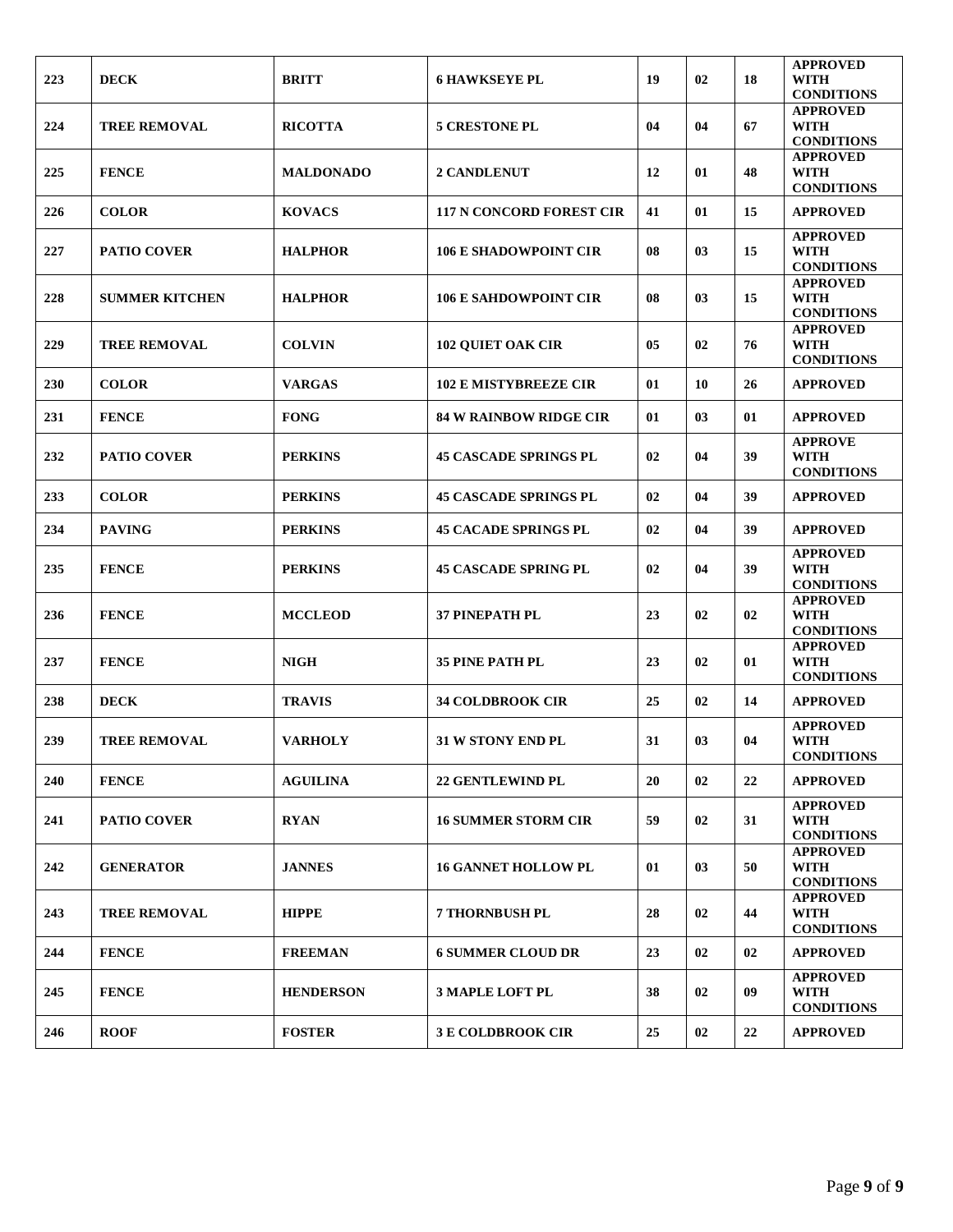| | | | | | | | |
|---|---|---|---|---|---|---|---|
| 223 | DECK | BRITT | 6 HAWKSEYE PL | 19 | 02 | 18 | APPROVED WITH CONDITIONS |
| 224 | TREE REMOVAL | RICOTTA | 5 CRESTONE PL | 04 | 04 | 67 | APPROVED WITH CONDITIONS |
| 225 | FENCE | MALDONADO | 2 CANDLENUT | 12 | 01 | 48 | APPROVED WITH CONDITIONS |
| 226 | COLOR | KOVACS | 117 N CONCORD FOREST CIR | 41 | 01 | 15 | APPROVED |
| 227 | PATIO COVER | HALPHOR | 106 E SHADOWPOINT CIR | 08 | 03 | 15 | APPROVED WITH CONDITIONS |
| 228 | SUMMER KITCHEN | HALPHOR | 106 E SAHDOWPOINT CIR | 08 | 03 | 15 | APPROVED WITH CONDITIONS |
| 229 | TREE REMOVAL | COLVIN | 102 QUIET OAK CIR | 05 | 02 | 76 | APPROVED WITH CONDITIONS |
| 230 | COLOR | VARGAS | 102 E MISTYBREEZE CIR | 01 | 10 | 26 | APPROVED |
| 231 | FENCE | FONG | 84 W RAINBOW RIDGE CIR | 01 | 03 | 01 | APPROVED |
| 232 | PATIO COVER | PERKINS | 45 CASCADE SPRINGS PL | 02 | 04 | 39 | APPROVE WITH CONDITIONS |
| 233 | COLOR | PERKINS | 45 CASCADE SPRINGS PL | 02 | 04 | 39 | APPROVED |
| 234 | PAVING | PERKINS | 45 CACADE SPRINGS PL | 02 | 04 | 39 | APPROVED |
| 235 | FENCE | PERKINS | 45 CASCADE SPRING PL | 02 | 04 | 39 | APPROVED WITH CONDITIONS |
| 236 | FENCE | MCCLEOD | 37 PINEPATH PL | 23 | 02 | 02 | APPROVED WITH CONDITIONS |
| 237 | FENCE | NIGH | 35 PINE PATH PL | 23 | 02 | 01 | APPROVED WITH CONDITIONS |
| 238 | DECK | TRAVIS | 34 COLDBROOK CIR | 25 | 02 | 14 | APPROVED |
| 239 | TREE REMOVAL | VARHOLY | 31 W STONY END PL | 31 | 03 | 04 | APPROVED WITH CONDITIONS |
| 240 | FENCE | AGUILINA | 22 GENTLEWIND PL | 20 | 02 | 22 | APPROVED |
| 241 | PATIO COVER | RYAN | 16 SUMMER STORM CIR | 59 | 02 | 31 | APPROVED WITH CONDITIONS |
| 242 | GENERATOR | JANNES | 16 GANNET HOLLOW PL | 01 | 03 | 50 | APPROVED WITH CONDITIONS |
| 243 | TREE REMOVAL | HIPPE | 7 THORNBUSH PL | 28 | 02 | 44 | APPROVED WITH CONDITIONS |
| 244 | FENCE | FREEMAN | 6 SUMMER CLOUD DR | 23 | 02 | 02 | APPROVED |
| 245 | FENCE | HENDERSON | 3 MAPLE LOFT PL | 38 | 02 | 09 | APPROVED WITH CONDITIONS |
| 246 | ROOF | FOSTER | 3 E COLDBROOK CIR | 25 | 02 | 22 | APPROVED |